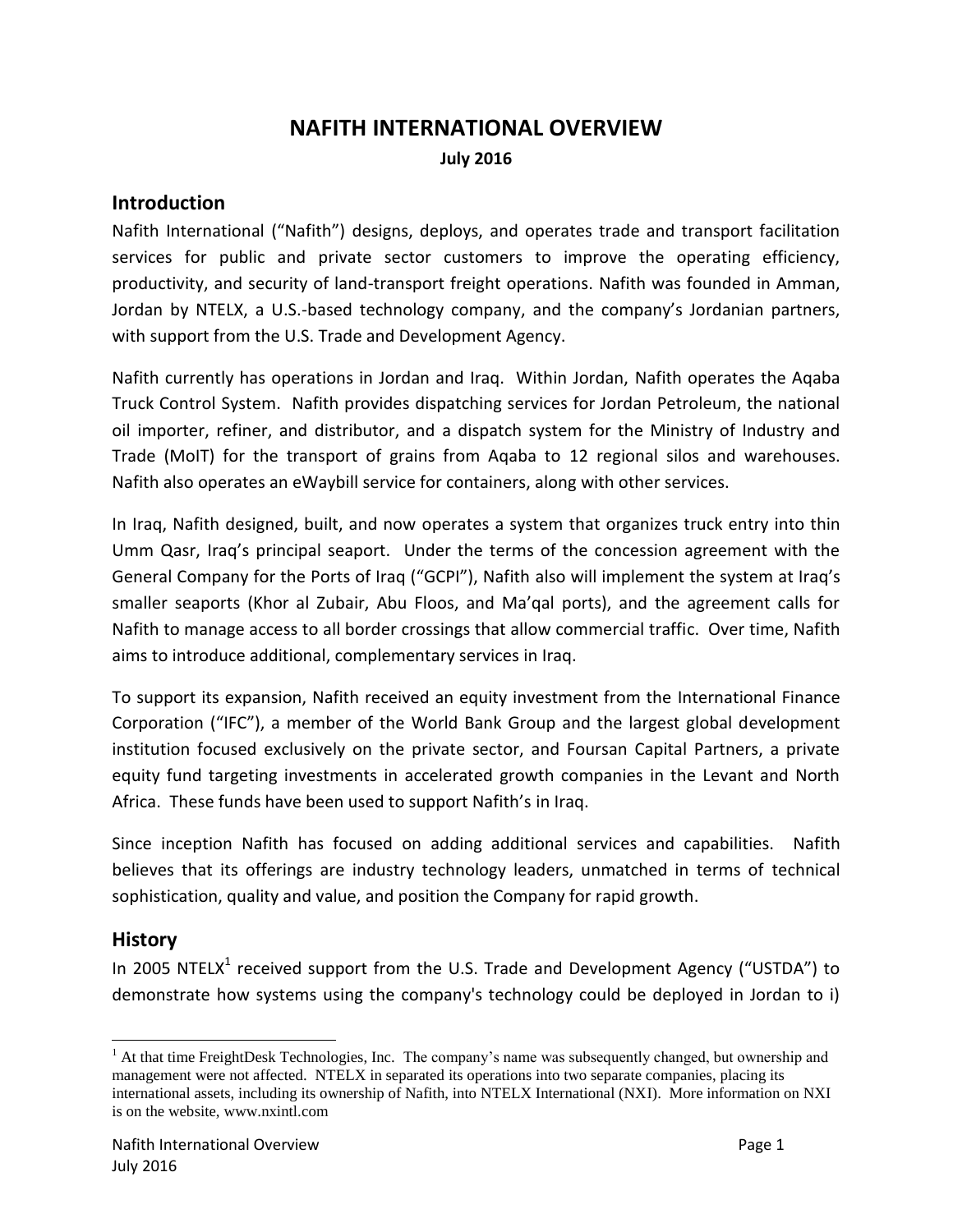# NAFITH INTERNATIONAL OVERVIEW

**July 2016**

## Introduction

Nafith International ("Nafith") designs, deploys, and operates trade and transport facilitation services for public and private sector customers to improve the operating efficiency, productivity, and security of land-transport freight operations. Nafith was founded in Amman, Jordan by NTELX, a U.S.-based technology company, and the company's Jordanian partners, with support from the U.S. Trade and Development Agency.

Nafith currently has operations in Jordan and Iraq. Within Jordan, Nafith operates the Aqaba Truck Control System. Nafith provides dispatching services for Jordan Petroleum, the national oil importer, refiner, and distributor, and a dispatch system for the Ministry of Industry and Trade (MoIT) for the transport of grains from Aqaba to 12 regional silos and warehouses. Nafith also operates an eWaybill service for containers, along with other services.

In Iraq, Nafith designed, built, and now operates a system that organizes truck entry into thin Umm Qasr, Iraq's principal seaport. Under the terms of the concession agreement with the General Company for the Ports of Iraq ("GCPI"), Nafith also will implement the system at Iraq's smaller seaports (Khor al Zubair, Abu Floos, and Ma'qal ports), and the agreement calls for Nafith to manage access to all border crossings that allow commercial traffic. Over time, Nafith aims to introduce additional, complementary services in Iraq.

To support its expansion, Nafith received an equity investment from the International Finance Corporation ("IFC"), a member of the World Bank Group and the largest global development institution focused exclusively on the private sector, and Foursan Capital Partners, a private equity fund targeting investments in accelerated growth companies in the Levant and North Africa. These funds have been used to support Nafith's in Iraq.

Since inception Nafith has focused on adding additional services and capabilities. Nafith believes that its offerings are industry technology leaders, unmatched in terms of technical sophistication, quality and value, and position the Company for rapid growth.

## History

In 2005 NTELX[1] received support from the U.S. Trade and Development Agency ("USTDA") to demonstrate how systems using the company's technology could be deployed in Jordan to i)

---

[1] At that time FreightDesk Technologies, Inc. The company's name was subsequently changed, but ownership and management were not affected. NTELX in separated its operations into two separate companies, placing its international assets, including its ownership of Nafith, into NTELX International (NXI). More information on NXI is on the website, www.nxintl.com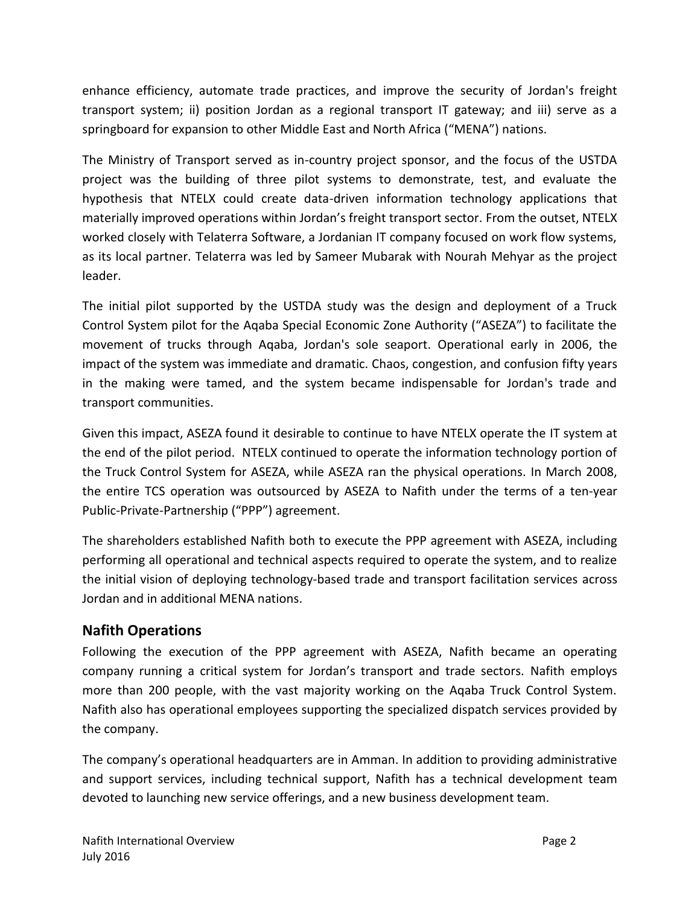enhance efficiency, automate trade practices, and improve the security of Jordan's freight transport system; ii) position Jordan as a regional transport IT gateway; and iii) serve as a springboard for expansion to other Middle East and North Africa ("MENA") nations.

The Ministry of Transport served as in-country project sponsor, and the focus of the USTDA project was the building of three pilot systems to demonstrate, test, and evaluate the hypothesis that NTELX could create data-driven information technology applications that materially improved operations within Jordan's freight transport sector. From the outset, NTELX worked closely with Telaterra Software, a Jordanian IT company focused on work flow systems, as its local partner. Telaterra was led by Sameer Mubarak with Nourah Mehyar as the project leader.

The initial pilot supported by the USTDA study was the design and deployment of a Truck Control System pilot for the Aqaba Special Economic Zone Authority ("ASEZA") to facilitate the movement of trucks through Aqaba, Jordan's sole seaport. Operational early in 2006, the impact of the system was immediate and dramatic. Chaos, congestion, and confusion fifty years in the making were tamed, and the system became indispensable for Jordan's trade and transport communities.

Given this impact, ASEZA found it desirable to continue to have NTELX operate the IT system at the end of the pilot period. NTELX continued to operate the information technology portion of the Truck Control System for ASEZA, while ASEZA ran the physical operations. In March 2008, the entire TCS operation was outsourced by ASEZA to Nafith under the terms of a ten-year Public-Private-Partnership ("PPP") agreement.

The shareholders established Nafith both to execute the PPP agreement with ASEZA, including performing all operational and technical aspects required to operate the system, and to realize the initial vision of deploying technology-based trade and transport facilitation services across Jordan and in additional MENA nations.

## Nafith Operations

Following the execution of the PPP agreement with ASEZA, Nafith became an operating company running a critical system for Jordan's transport and trade sectors. Nafith employs more than 200 people, with the vast majority working on the Aqaba Truck Control System. Nafith also has operational employees supporting the specialized dispatch services provided by the company.

The company's operational headquarters are in Amman. In addition to providing administrative and support services, including technical support, Nafith has a technical development team devoted to launching new service offerings, and a new business development team.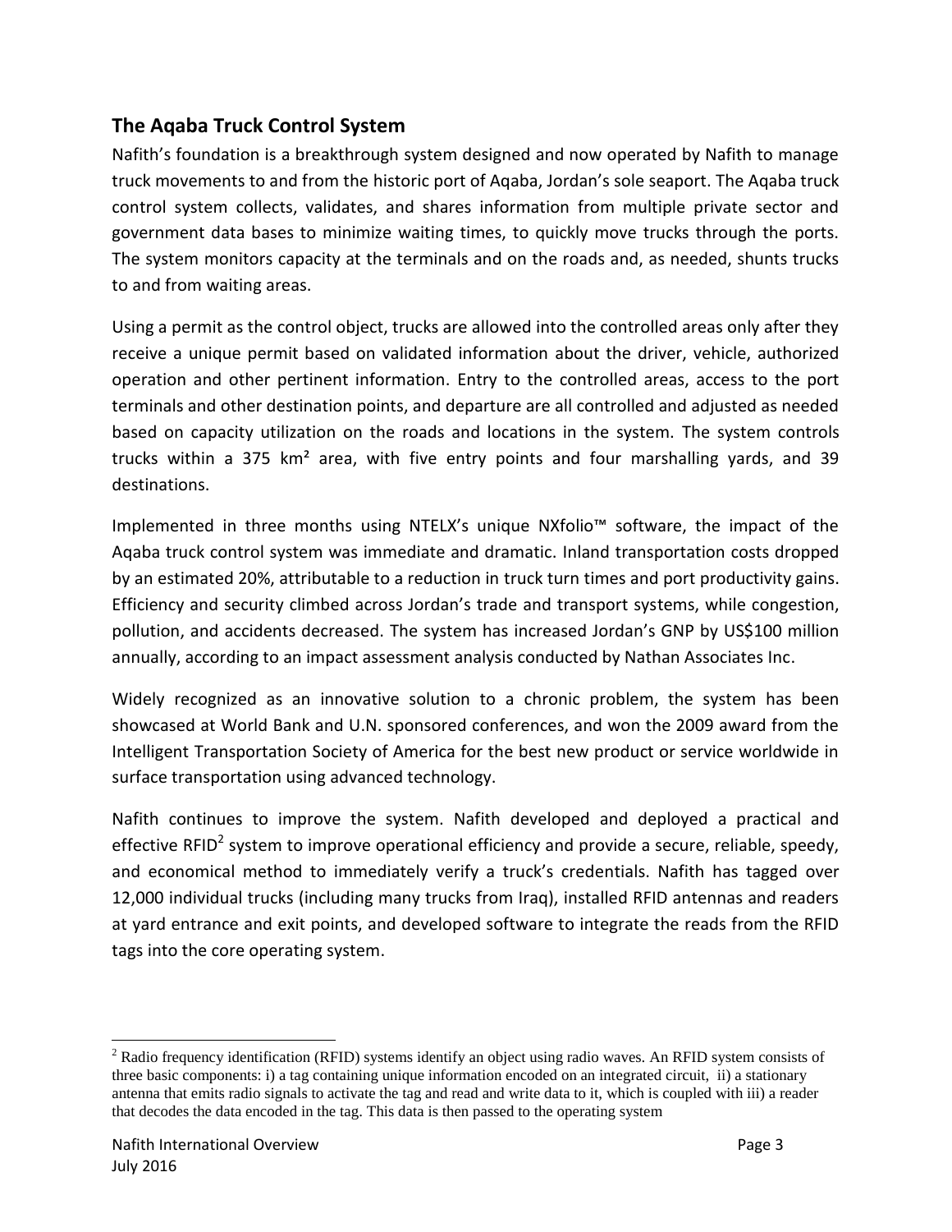## The Aqaba Truck Control System

Nafith's foundation is a breakthrough system designed and now operated by Nafith to manage truck movements to and from the historic port of Aqaba, Jordan's sole seaport. The Aqaba truck control system collects, validates, and shares information from multiple private sector and government data bases to minimize waiting times, to quickly move trucks through the ports. The system monitors capacity at the terminals and on the roads and, as needed, shunts trucks to and from waiting areas.

Using a permit as the control object, trucks are allowed into the controlled areas only after they receive a unique permit based on validated information about the driver, vehicle, authorized operation and other pertinent information. Entry to the controlled areas, access to the port terminals and other destination points, and departure are all controlled and adjusted as needed based on capacity utilization on the roads and locations in the system. The system controls trucks within a 375 km² area, with five entry points and four marshalling yards, and 39 destinations.

Implemented in three months using NTELX's unique NXfolio™ software, the impact of the Aqaba truck control system was immediate and dramatic. Inland transportation costs dropped by an estimated 20%, attributable to a reduction in truck turn times and port productivity gains. Efficiency and security climbed across Jordan's trade and transport systems, while congestion, pollution, and accidents decreased. The system has increased Jordan's GNP by US$100 million annually, according to an impact assessment analysis conducted by Nathan Associates Inc.

Widely recognized as an innovative solution to a chronic problem, the system has been showcased at World Bank and U.N. sponsored conferences, and won the 2009 award from the Intelligent Transportation Society of America for the best new product or service worldwide in surface transportation using advanced technology.

Nafith continues to improve the system. Nafith developed and deployed a practical and effective RFID[2] system to improve operational efficiency and provide a secure, reliable, speedy, and economical method to immediately verify a truck's credentials. Nafith has tagged over 12,000 individual trucks (including many trucks from Iraq), installed RFID antennas and readers at yard entrance and exit points, and developed software to integrate the reads from the RFID tags into the core operating system.

[2] Radio frequency identification (RFID) systems identify an object using radio waves. An RFID system consists of three basic components: i) a tag containing unique information encoded on an integrated circuit, ii) a stationary antenna that emits radio signals to activate the tag and read and write data to it, which is coupled with iii) a reader that decodes the data encoded in the tag. This data is then passed to the operating system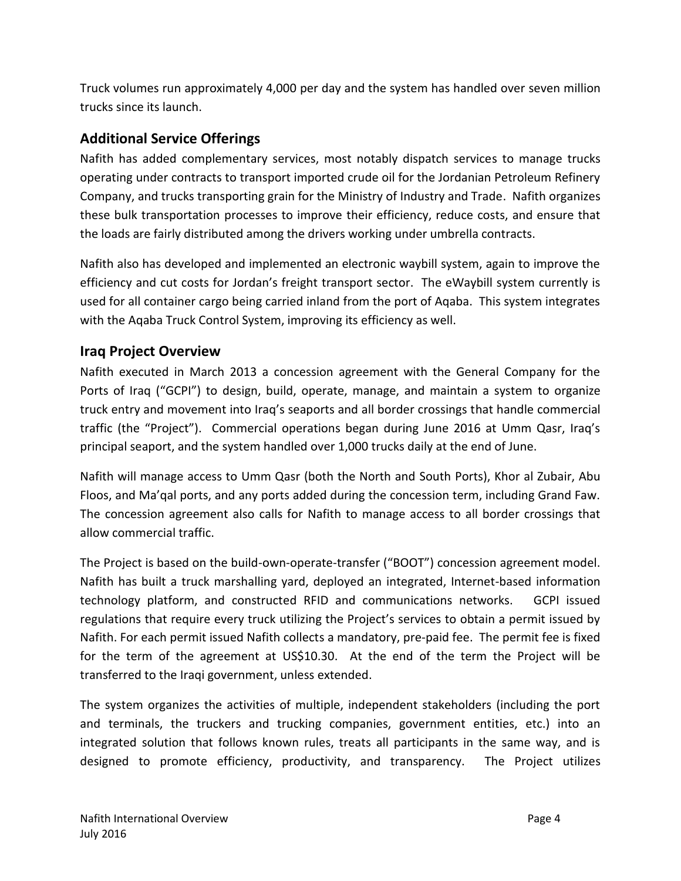Truck volumes run approximately 4,000 per day and the system has handled over seven million trucks since its launch.

## Additional Service Offerings

Nafith has added complementary services, most notably dispatch services to manage trucks operating under contracts to transport imported crude oil for the Jordanian Petroleum Refinery Company, and trucks transporting grain for the Ministry of Industry and Trade. Nafith organizes these bulk transportation processes to improve their efficiency, reduce costs, and ensure that the loads are fairly distributed among the drivers working under umbrella contracts.

Nafith also has developed and implemented an electronic waybill system, again to improve the efficiency and cut costs for Jordan's freight transport sector. The eWaybill system currently is used for all container cargo being carried inland from the port of Aqaba. This system integrates with the Aqaba Truck Control System, improving its efficiency as well.

## Iraq Project Overview

Nafith executed in March 2013 a concession agreement with the General Company for the Ports of Iraq ("GCPI") to design, build, operate, manage, and maintain a system to organize truck entry and movement into Iraq's seaports and all border crossings that handle commercial traffic (the "Project"). Commercial operations began during June 2016 at Umm Qasr, Iraq's principal seaport, and the system handled over 1,000 trucks daily at the end of June.

Nafith will manage access to Umm Qasr (both the North and South Ports), Khor al Zubair, Abu Floos, and Ma'qal ports, and any ports added during the concession term, including Grand Faw. The concession agreement also calls for Nafith to manage access to all border crossings that allow commercial traffic.

The Project is based on the build-own-operate-transfer ("BOOT") concession agreement model. Nafith has built a truck marshalling yard, deployed an integrated, Internet-based information technology platform, and constructed RFID and communications networks. GCPI issued regulations that require every truck utilizing the Project's services to obtain a permit issued by Nafith. For each permit issued Nafith collects a mandatory, pre-paid fee. The permit fee is fixed for the term of the agreement at US$10.30. At the end of the term the Project will be transferred to the Iraqi government, unless extended.

The system organizes the activities of multiple, independent stakeholders (including the port and terminals, the truckers and trucking companies, government entities, etc.) into an integrated solution that follows known rules, treats all participants in the same way, and is designed to promote efficiency, productivity, and transparency. The Project utilizes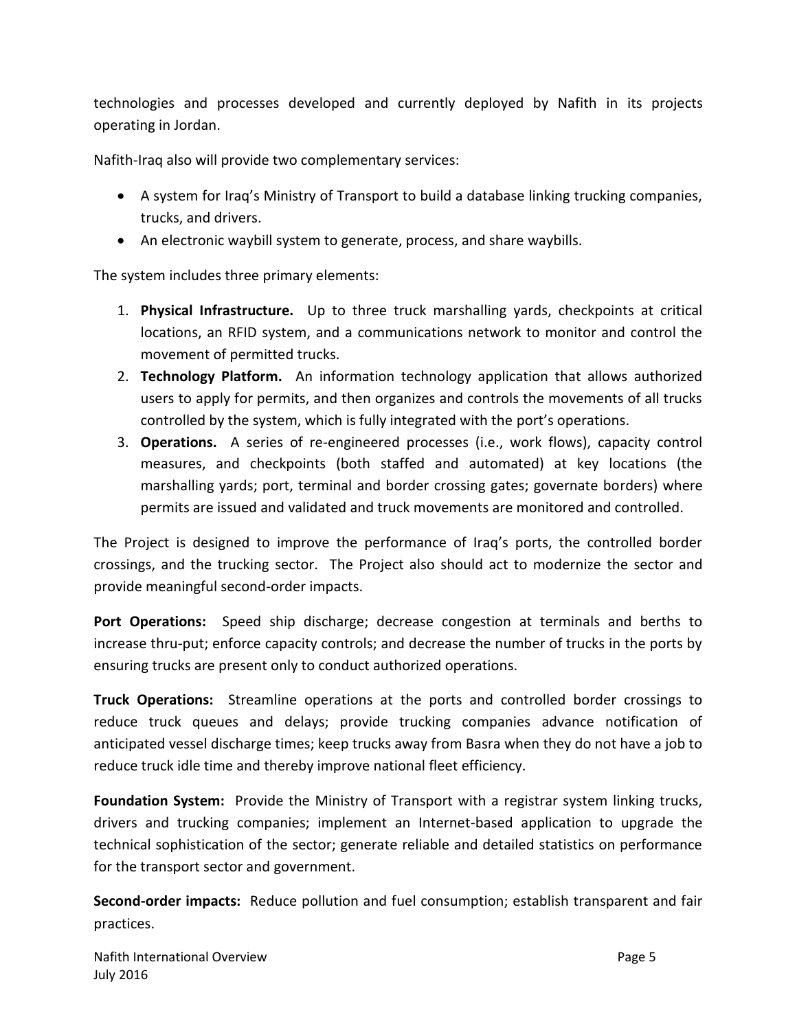technologies and processes developed and currently deployed by Nafith in its projects operating in Jordan.

Nafith-Iraq also will provide two complementary services:

- A system for Iraq's Ministry of Transport to build a database linking trucking companies, trucks, and drivers.
- An electronic waybill system to generate, process, and share waybills.

The system includes three primary elements:

1. **Physical Infrastructure.** Up to three truck marshalling yards, checkpoints at critical locations, an RFID system, and a communications network to monitor and control the movement of permitted trucks.
2. **Technology Platform.** An information technology application that allows authorized users to apply for permits, and then organizes and controls the movements of all trucks controlled by the system, which is fully integrated with the port's operations.
3. **Operations.** A series of re-engineered processes (i.e., work flows), capacity control measures, and checkpoints (both staffed and automated) at key locations (the marshalling yards; port, terminal and border crossing gates; governate borders) where permits are issued and validated and truck movements are monitored and controlled.

The Project is designed to improve the performance of Iraq's ports, the controlled border crossings, and the trucking sector. The Project also should act to modernize the sector and provide meaningful second-order impacts.

**Port Operations:** Speed ship discharge; decrease congestion at terminals and berths to increase thru-put; enforce capacity controls; and decrease the number of trucks in the ports by ensuring trucks are present only to conduct authorized operations.

**Truck Operations:** Streamline operations at the ports and controlled border crossings to reduce truck queues and delays; provide trucking companies advance notification of anticipated vessel discharge times; keep trucks away from Basra when they do not have a job to reduce truck idle time and thereby improve national fleet efficiency.

**Foundation System:** Provide the Ministry of Transport with a registrar system linking trucks, drivers and trucking companies; implement an Internet-based application to upgrade the technical sophistication of the sector; generate reliable and detailed statistics on performance for the transport sector and government.

**Second-order impacts:** Reduce pollution and fuel consumption; establish transparent and fair practices.